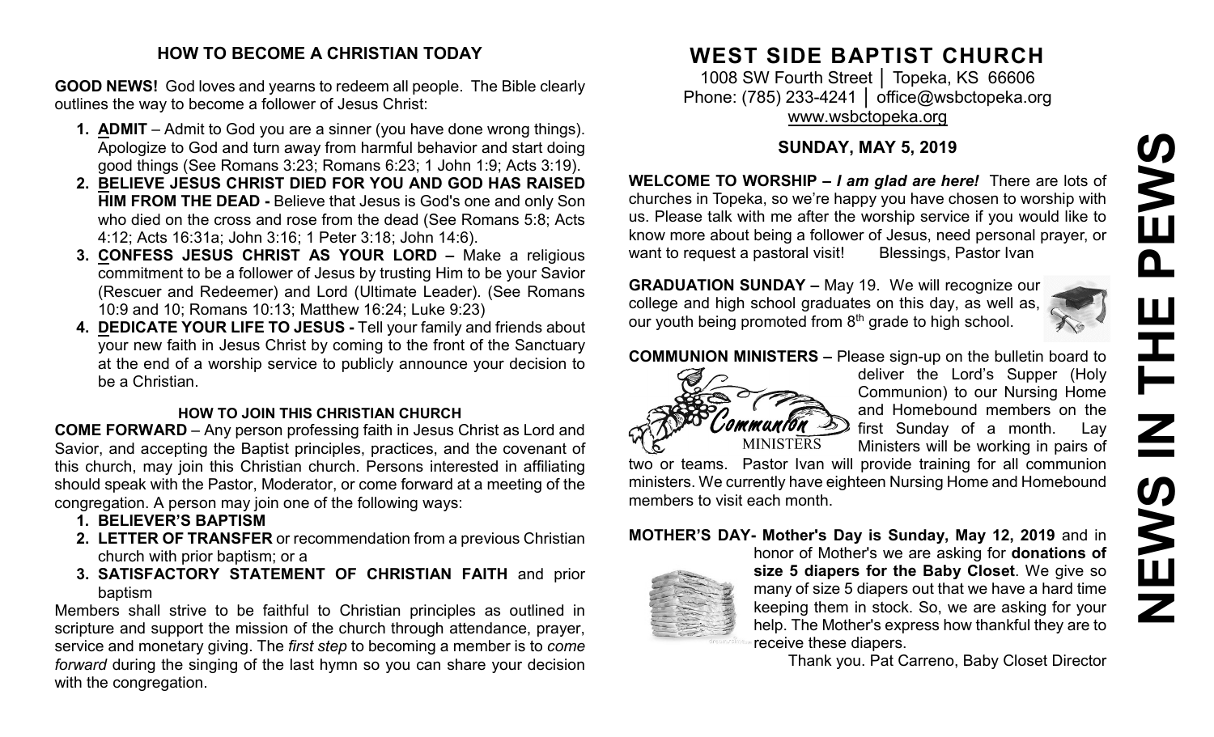## HOW TO BECOME A CHRISTIAN TODAY

**GOOD NEWS!** God loves and yearns to redeem all people. The Bible clearly outlines the way to become a follower of Jesus Christ:

1. **ADMIT** – Admit to God you are a sinner (you have done wrong things). Apologize to God and turn away from harmful behavior and start doing good things (See Romans 3:23; Romans 6:23; 1 John 1:9; Acts 3:19).
2. **BELIEVE JESUS CHRIST DIED FOR YOU AND GOD HAS RAISED HIM FROM THE DEAD -** Believe that Jesus is God's one and only Son who died on the cross and rose from the dead (See Romans 5:8; Acts 4:12; Acts 16:31a; John 3:16; 1 Peter 3:18; John 14:6).
3. **CONFESS JESUS CHRIST AS YOUR LORD –** Make a religious commitment to be a follower of Jesus by trusting Him to be your Savior (Rescuer and Redeemer) and Lord (Ultimate Leader). (See Romans 10:9 and 10; Romans 10:13; Matthew 16:24; Luke 9:23)
4. **DEDICATE YOUR LIFE TO JESUS -** Tell your family and friends about your new faith in Jesus Christ by coming to the front of the Sanctuary at the end of a worship service to publicly announce your decision to be a Christian.

### HOW TO JOIN THIS CHRISTIAN CHURCH

**COME FORWARD** – Any person professing faith in Jesus Christ as Lord and Savior, and accepting the Baptist principles, practices, and the covenant of this church, may join this Christian church. Persons interested in affiliating should speak with the Pastor, Moderator, or come forward at a meeting of the congregation. A person may join one of the following ways:

1. **BELIEVER'S BAPTISM**
2. **LETTER OF TRANSFER** or recommendation from a previous Christian church with prior baptism; or a
3. **SATISFACTORY STATEMENT OF CHRISTIAN FAITH** and prior baptism

Members shall strive to be faithful to Christian principles as outlined in scripture and support the mission of the church through attendance, prayer, service and monetary giving. The *first step* to becoming a member is to *come forward* during the singing of the last hymn so you can share your decision with the congregation.

# WEST SIDE BAPTIST CHURCH

1008 SW Fourth Street │ Topeka, KS 66606
Phone: (785) 233-4241 │ office@wsbctopeka.org
www.wsbctopeka.org

### SUNDAY, MAY 5, 2019

**WELCOME TO WORSHIP –** ***I am glad are here!*** There are lots of churches in Topeka, so we're happy you have chosen to worship with us. Please talk with me after the worship service if you would like to know more about being a follower of Jesus, need personal prayer, or want to request a pastoral visit! Blessings, Pastor Ivan

**GRADUATION SUNDAY –** May 19. We will recognize our college and high school graduates on this day, as well as, our youth being promoted from 8th grade to high school.

**COMMUNION MINISTERS –** Please sign-up on the bulletin board to deliver the Lord's Supper (Holy Communion) to our Nursing Home and Homebound members on the first Sunday of a month. Lay Ministers will be working in pairs of two or teams. Pastor Ivan will provide training for all communion ministers. We currently have eighteen Nursing Home and Homebound members to visit each month.

**MOTHER'S DAY- Mother's Day is Sunday, May 12, 2019** and in honor of Mother's we are asking for **donations of size 5 diapers for the Baby Closet**. We give so many of size 5 diapers out that we have a hard time keeping them in stock. So, we are asking for your help. The Mother's express how thankful they are to receive these diapers.

Thank you. Pat Carreno, Baby Closet Director

# NEWS IN THE PEWS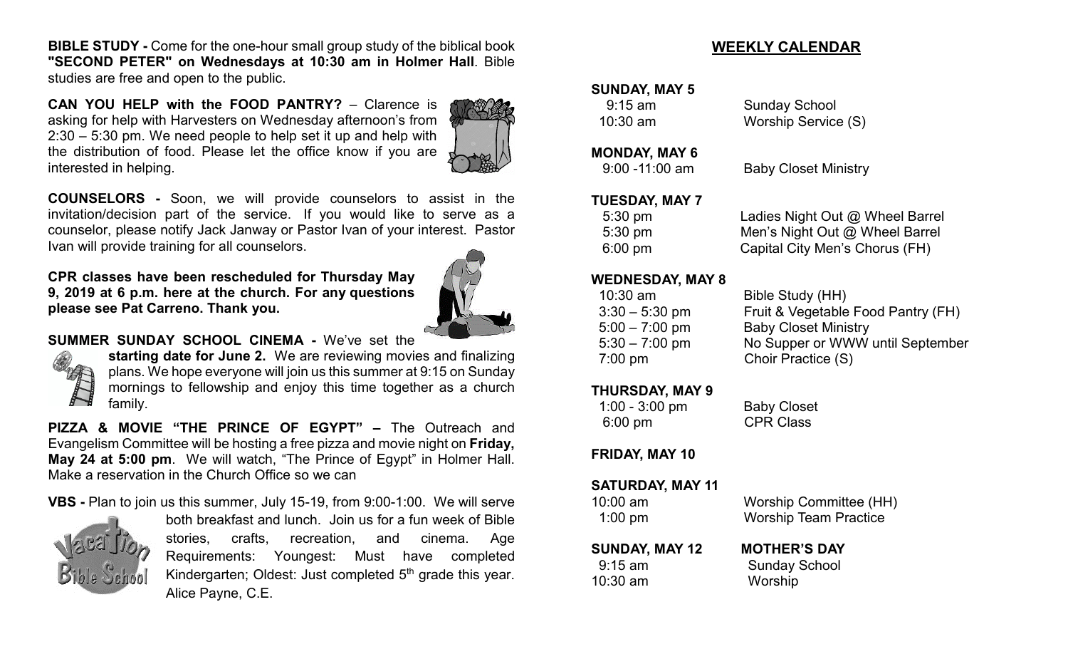**BIBLE STUDY -** Come for the one-hour small group study of the biblical book **"SECOND PETER" on Wednesdays at 10:30 am in Holmer Hall**. Bible studies are free and open to the public.

**CAN YOU HELP with the FOOD PANTRY?** – Clarence is asking for help with Harvesters on Wednesday afternoon's from 2:30 – 5:30 pm. We need people to help set it up and help with the distribution of food. Please let the office know if you are interested in helping.

**COUNSELORS -** Soon, we will provide counselors to assist in the invitation/decision part of the service. If you would like to serve as a counselor, please notify Jack Janway or Pastor Ivan of your interest. Pastor Ivan will provide training for all counselors.

**CPR classes have been rescheduled for Thursday May 9, 2019 at 6 p.m. here at the church. For any questions please see Pat Carreno. Thank you.**

**SUMMER SUNDAY SCHOOL CINEMA -** We've set the **starting date for June 2.** We are reviewing movies and finalizing plans. We hope everyone will join us this summer at 9:15 on Sunday mornings to fellowship and enjoy this time together as a church family.

**PIZZA & MOVIE "THE PRINCE OF EGYPT" –** The Outreach and Evangelism Committee will be hosting a free pizza and movie night on **Friday, May 24 at 5:00 pm**. We will watch, "The Prince of Egypt" in Holmer Hall. Make a reservation in the Church Office so we can

**VBS -** Plan to join us this summer, July 15-19, from 9:00-1:00. We will serve both breakfast and lunch. Join us for a fun week of Bible stories, crafts, recreation, and cinema. Age Requirements: Youngest: Must have completed Kindergarten; Oldest: Just completed 5th grade this year. Alice Payne, C.E.

## WEEKLY CALENDAR

**SUNDAY, MAY 5**

- 9:15 am — Sunday School
- 10:30 am — Worship Service (S)

**MONDAY, MAY 6**

- 9:00 -11:00 am — Baby Closet Ministry

**TUESDAY, MAY 7**

- 5:30 pm — Ladies Night Out @ Wheel Barrel
- 5:30 pm — Men's Night Out @ Wheel Barrel
- 6:00 pm — Capital City Men's Chorus (FH)

**WEDNESDAY, MAY 8**

- 10:30 am — Bible Study (HH)
- 3:30 – 5:30 pm — Fruit & Vegetable Food Pantry (FH)
- 5:00 – 7:00 pm — Baby Closet Ministry
- 5:30 – 7:00 pm — No Supper or WWW until September
- 7:00 pm — Choir Practice (S)

**THURSDAY, MAY 9**

- 1:00 - 3:00 pm — Baby Closet
- 6:00 pm — CPR Class

**FRIDAY, MAY 10**

**SATURDAY, MAY 11**

- 10:00 am — Worship Committee (HH)
- 1:00 pm — Worship Team Practice

**SUNDAY, MAY 12** — **MOTHER'S DAY**

- 9:15 am — Sunday School
- 10:30 am — Worship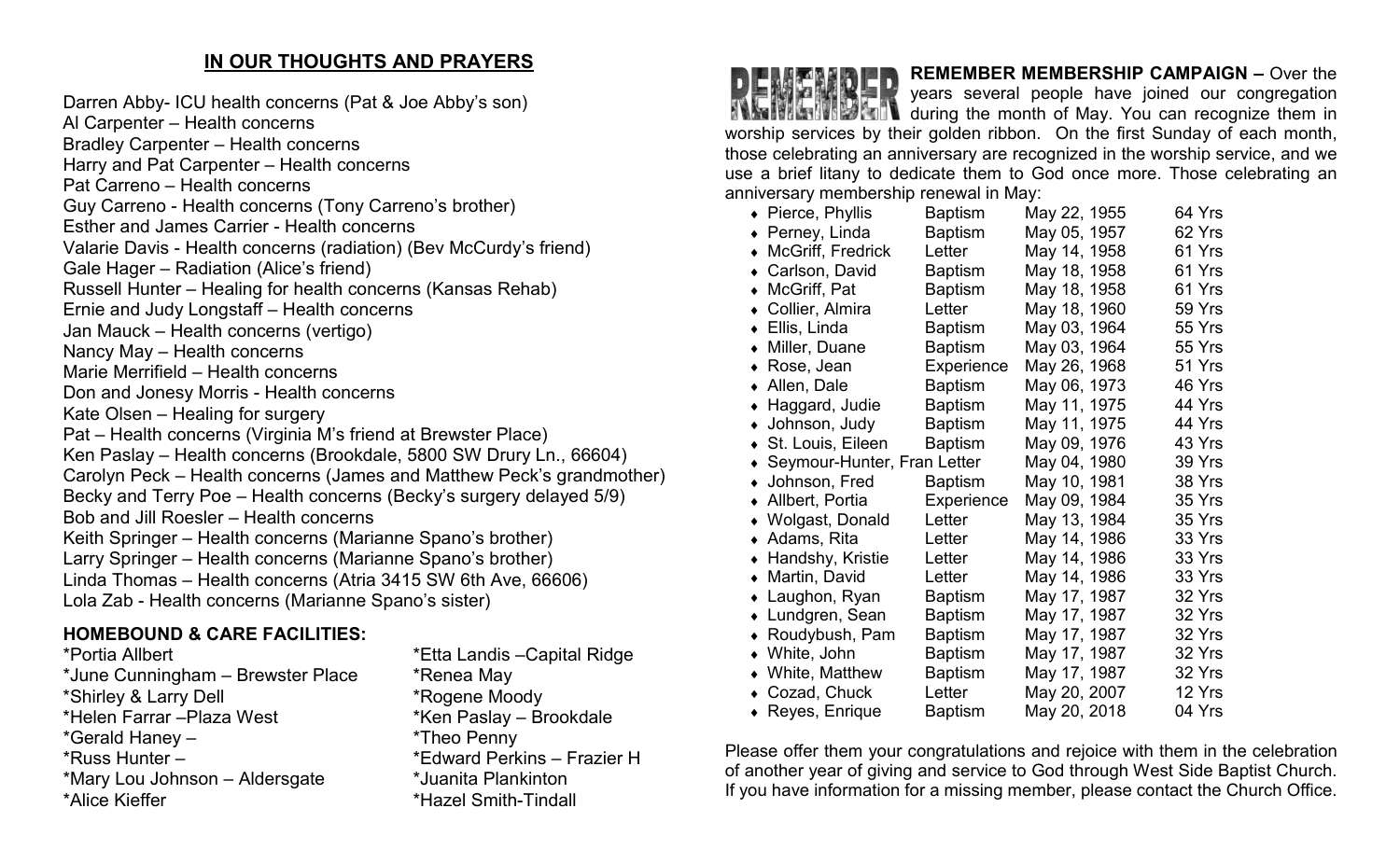## IN OUR THOUGHTS AND PRAYERS

Darren Abby- ICU health concerns (Pat & Joe Abby's son)
Al Carpenter – Health concerns
Bradley Carpenter – Health concerns
Harry and Pat Carpenter – Health concerns
Pat Carreno – Health concerns
Guy Carreno - Health concerns (Tony Carreno's brother)
Esther and James Carrier - Health concerns
Valarie Davis - Health concerns (radiation) (Bev McCurdy's friend)
Gale Hager – Radiation (Alice's friend)
Russell Hunter – Healing for health concerns (Kansas Rehab)
Ernie and Judy Longstaff – Health concerns
Jan Mauck – Health concerns (vertigo)
Nancy May – Health concerns
Marie Merrifield – Health concerns
Don and Jonesy Morris - Health concerns
Kate Olsen – Healing for surgery
Pat – Health concerns (Virginia M's friend at Brewster Place)
Ken Paslay – Health concerns (Brookdale, 5800 SW Drury Ln., 66604)
Carolyn Peck – Health concerns (James and Matthew Peck's grandmother)
Becky and Terry Poe – Health concerns (Becky's surgery delayed 5/9)
Bob and Jill Roesler – Health concerns
Keith Springer – Health concerns (Marianne Spano's brother)
Larry Springer – Health concerns (Marianne Spano's brother)
Linda Thomas – Health concerns (Atria 3415 SW 6th Ave, 66606)
Lola Zab - Health concerns (Marianne Spano's sister)

### HOMEBOUND & CARE FACILITIES:

*Portia Allbert
*June Cunningham – Brewster Place
*Shirley & Larry Dell
*Helen Farrar –Plaza West
*Gerald Haney –
*Russ Hunter –
*Mary Lou Johnson – Aldersgate
*Alice Kieffer
*Etta Landis –Capital Ridge
*Renea May
*Rogene Moody
*Ken Paslay – Brookdale
*Theo Penny
*Edward Perkins – Frazier H
*Juanita Plankinton
*Hazel Smith-Tindall

REMEMBER

**REMEMBER MEMBERSHIP CAMPAIGN –** Over the years several people have joined our congregation during the month of May. You can recognize them in worship services by their golden ribbon. On the first Sunday of each month, those celebrating an anniversary are recognized in the worship service, and we use a brief litany to dedicate them to God once more. Those celebrating an anniversary membership renewal in May:

| Name | Type | Date | Years |
|---|---|---|---|
| Pierce, Phyllis | Baptism | May 22, 1955 | 64 Yrs |
| Perney, Linda | Baptism | May 05, 1957 | 62 Yrs |
| McGriff, Fredrick | Letter | May 14, 1958 | 61 Yrs |
| Carlson, David | Baptism | May 18, 1958 | 61 Yrs |
| McGriff, Pat | Baptism | May 18, 1958 | 61 Yrs |
| Collier, Almira | Letter | May 18, 1960 | 59 Yrs |
| Ellis, Linda | Baptism | May 03, 1964 | 55 Yrs |
| Miller, Duane | Baptism | May 03, 1964 | 55 Yrs |
| Rose, Jean | Experience | May 26, 1968 | 51 Yrs |
| Allen, Dale | Baptism | May 06, 1973 | 46 Yrs |
| Haggard, Judie | Baptism | May 11, 1975 | 44 Yrs |
| Johnson, Judy | Baptism | May 11, 1975 | 44 Yrs |
| St. Louis, Eileen | Baptism | May 09, 1976 | 43 Yrs |
| Seymour-Hunter, Fran | Letter | May 04, 1980 | 39 Yrs |
| Johnson, Fred | Baptism | May 10, 1981 | 38 Yrs |
| Allbert, Portia | Experience | May 09, 1984 | 35 Yrs |
| Wolgast, Donald | Letter | May 13, 1984 | 35 Yrs |
| Adams, Rita | Letter | May 14, 1986 | 33 Yrs |
| Handshy, Kristie | Letter | May 14, 1986 | 33 Yrs |
| Martin, David | Letter | May 14, 1986 | 33 Yrs |
| Laughon, Ryan | Baptism | May 17, 1987 | 32 Yrs |
| Lundgren, Sean | Baptism | May 17, 1987 | 32 Yrs |
| Roudybush, Pam | Baptism | May 17, 1987 | 32 Yrs |
| White, John | Baptism | May 17, 1987 | 32 Yrs |
| White, Matthew | Baptism | May 17, 1987 | 32 Yrs |
| Cozad, Chuck | Letter | May 20, 2007 | 12 Yrs |
| Reyes, Enrique | Baptism | May 20, 2018 | 04 Yrs |

Please offer them your congratulations and rejoice with them in the celebration of another year of giving and service to God through West Side Baptist Church. If you have information for a missing member, please contact the Church Office.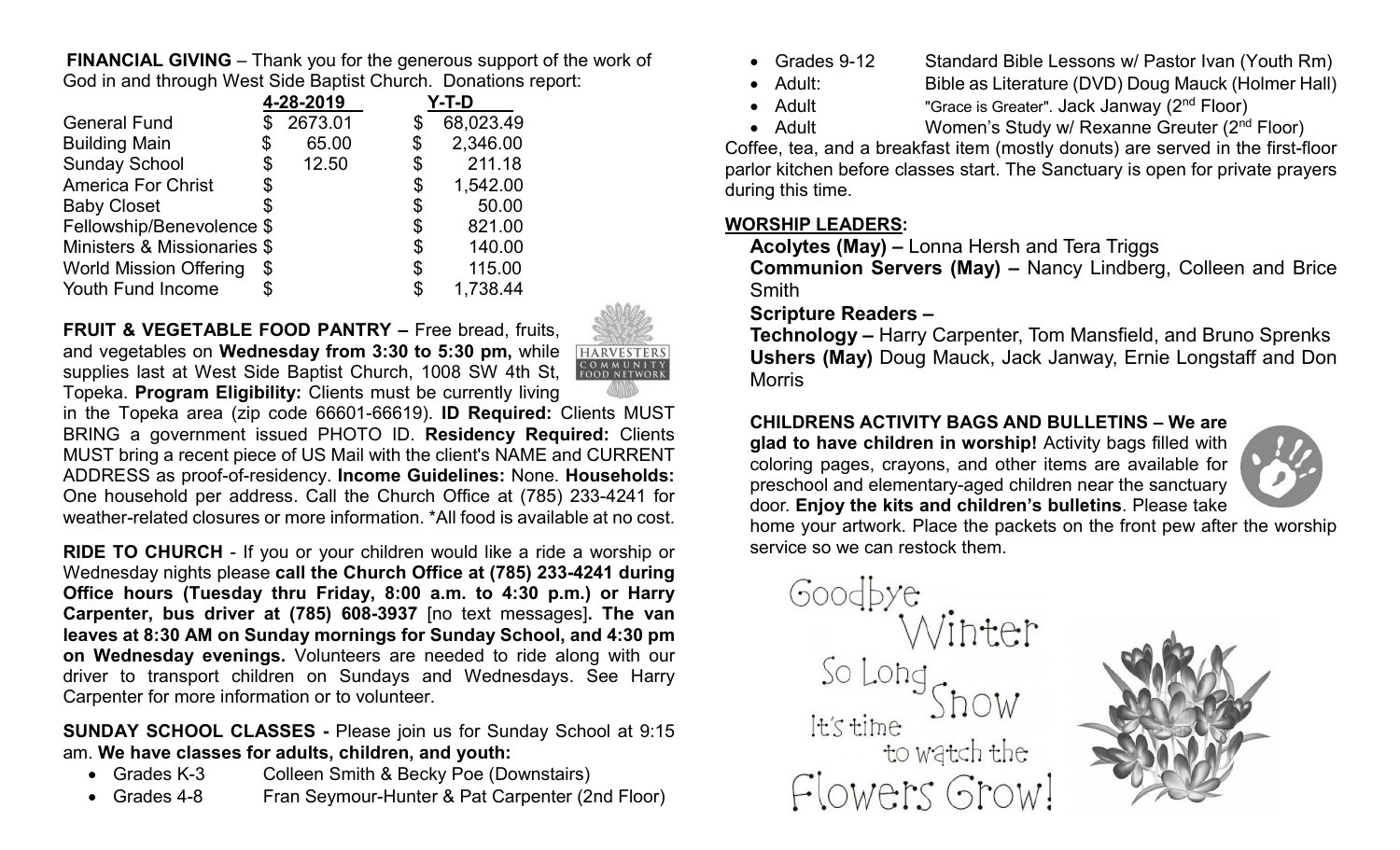**FINANCIAL GIVING** – Thank you for the generous support of the work of God in and through West Side Baptist Church. Donations report:

| | 4-28-2019 | Y-T-D |
|---|---|---|
| General Fund | $ 2673.01 | $ 68,023.49 |
| Building Main | $ 65.00 | $ 2,346.00 |
| Sunday School | $ 12.50 | $ 211.18 |
| America For Christ | $ | $ 1,542.00 |
| Baby Closet | $ | $ 50.00 |
| Fellowship/Benevolence | $ | $ 821.00 |
| Ministers & Missionaries | $ | $ 140.00 |
| World Mission Offering | $ | $ 115.00 |
| Youth Fund Income | $ | $ 1,738.44 |

**FRUIT & VEGETABLE FOOD PANTRY –** Free bread, fruits, and vegetables on **Wednesday from 3:30 to 5:30 pm,** while supplies last at West Side Baptist Church, 1008 SW 4th St, Topeka. **Program Eligibility:** Clients must be currently living in the Topeka area (zip code 66601-66619). **ID Required:** Clients MUST BRING a government issued PHOTO ID. **Residency Required:** Clients MUST bring a recent piece of US Mail with the client's NAME and CURRENT ADDRESS as proof-of-residency. **Income Guidelines:** None. **Households:** One household per address. Call the Church Office at (785) 233-4241 for weather-related closures or more information. *All food is available at no cost.

**RIDE TO CHURCH** - If you or your children would like a ride a worship or Wednesday nights please **call the Church Office at (785) 233-4241 during Office hours (Tuesday thru Friday, 8:00 a.m. to 4:30 p.m.) or Harry Carpenter, bus driver at (785) 608-3937** [no text messages]**. The van leaves at 8:30 AM on Sunday mornings for Sunday School, and 4:30 pm on Wednesday evenings.** Volunteers are needed to ride along with our driver to transport children on Sundays and Wednesdays. See Harry Carpenter for more information or to volunteer.

**SUNDAY SCHOOL CLASSES -** Please join us for Sunday School at 9:15 am. **We have classes for adults, children, and youth:**

- Grades K-3 Colleen Smith & Becky Poe (Downstairs)
- Grades 4-8 Fran Seymour-Hunter & Pat Carpenter (2nd Floor)
- Grades 9-12 Standard Bible Lessons w/ Pastor Ivan (Youth Rm)
- Adult: Bible as Literature (DVD) Doug Mauck (Holmer Hall)
- Adult "Grace is Greater". Jack Janway (2nd Floor)
- Adult Women's Study w/ Rexanne Greuter (2nd Floor)

Coffee, tea, and a breakfast item (mostly donuts) are served in the first-floor parlor kitchen before classes start. The Sanctuary is open for private prayers during this time.

## WORSHIP LEADERS:

**Acolytes (May) –** Lonna Hersh and Tera Triggs
**Communion Servers (May) –** Nancy Lindberg, Colleen and Brice Smith
**Scripture Readers –**
**Technology –** Harry Carpenter, Tom Mansfield, and Bruno Sprenks
**Ushers (May)** Doug Mauck, Jack Janway, Ernie Longstaff and Don Morris

**CHILDRENS ACTIVITY BAGS AND BULLETINS – We are glad to have children in worship!** Activity bags filled with coloring pages, crayons, and other items are available for preschool and elementary-aged children near the sanctuary door. **Enjoy the kits and children's bulletins**. Please take home your artwork. Place the packets on the front pew after the worship service so we can restock them.

Goodbye Winter
So Long Snow
It's time to watch the Flowers Grow!